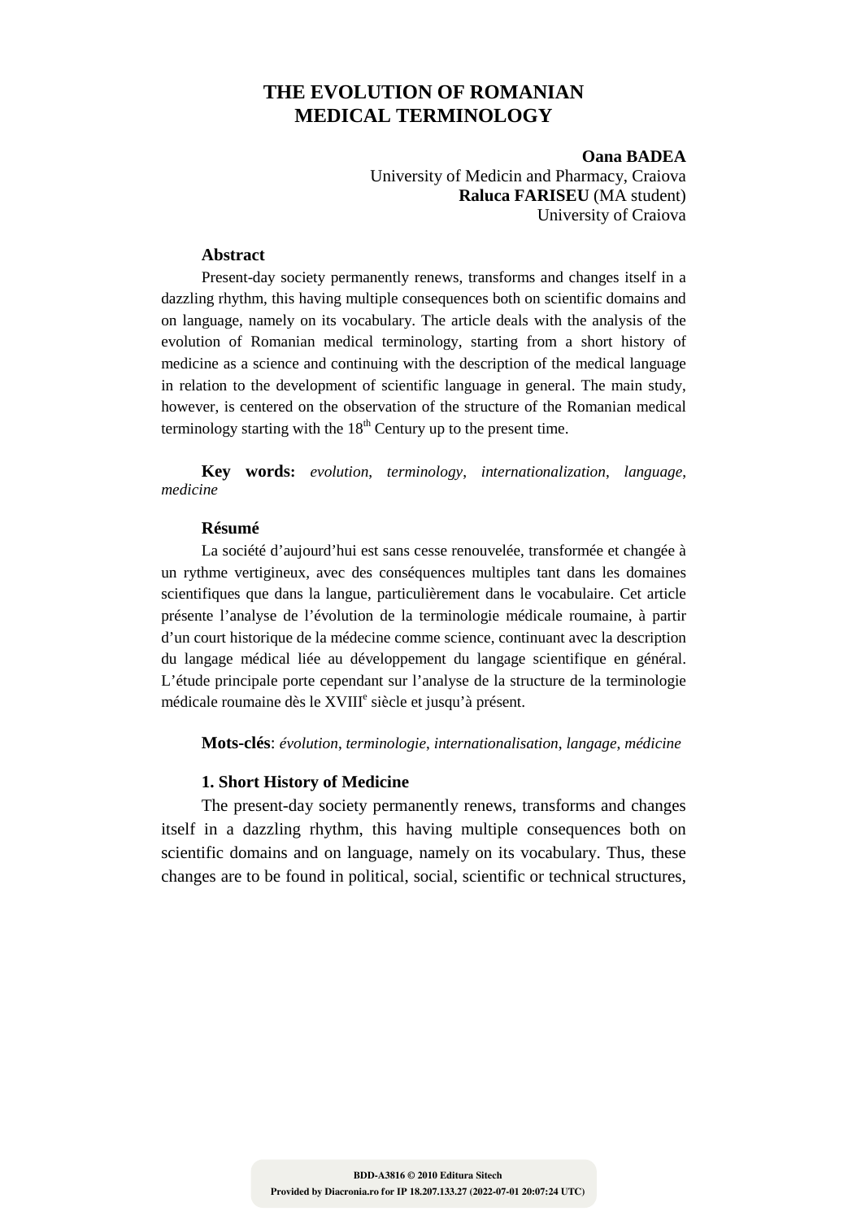# THE EVOLUTION OF ROMANIAN MEDICAL TERMINOLOGY

**Oana BADEA**
University of Medicin and Pharmacy, Craiova
**Raluca FARISEU** (MA student)
University of Craiova

### Abstract

Present-day society permanently renews, transforms and changes itself in a dazzling rhythm, this having multiple consequences both on scientific domains and on language, namely on its vocabulary. The article deals with the analysis of the evolution of Romanian medical terminology, starting from a short history of medicine as a science and continuing with the description of the medical language in relation to the development of scientific language in general. The main study, however, is centered on the observation of the structure of the Romanian medical terminology starting with the 18th Century up to the present time.

**Key words:** *evolution, terminology, internationalization, language, medicine*

### Résumé

La société d'aujourd'hui est sans cesse renouvelée, transformée et changée à un rythme vertigineux, avec des conséquences multiples tant dans les domaines scientifiques que dans la langue, particulièrement dans le vocabulaire. Cet article présente l'analyse de l'évolution de la terminologie médicale roumaine, à partir d'un court historique de la médecine comme science, continuant avec la description du langage médical liée au développement du langage scientifique en général. L'étude principale porte cependant sur l'analyse de la structure de la terminologie médicale roumaine dès le XVIIIe siècle et jusqu'à présent.

**Mots-clés**: *évolution, terminologie, internationalisation, langage, médicine*

### 1. Short History of Medicine

The present-day society permanently renews, transforms and changes itself in a dazzling rhythm, this having multiple consequences both on scientific domains and on language, namely on its vocabulary. Thus, these changes are to be found in political, social, scientific or technical structures,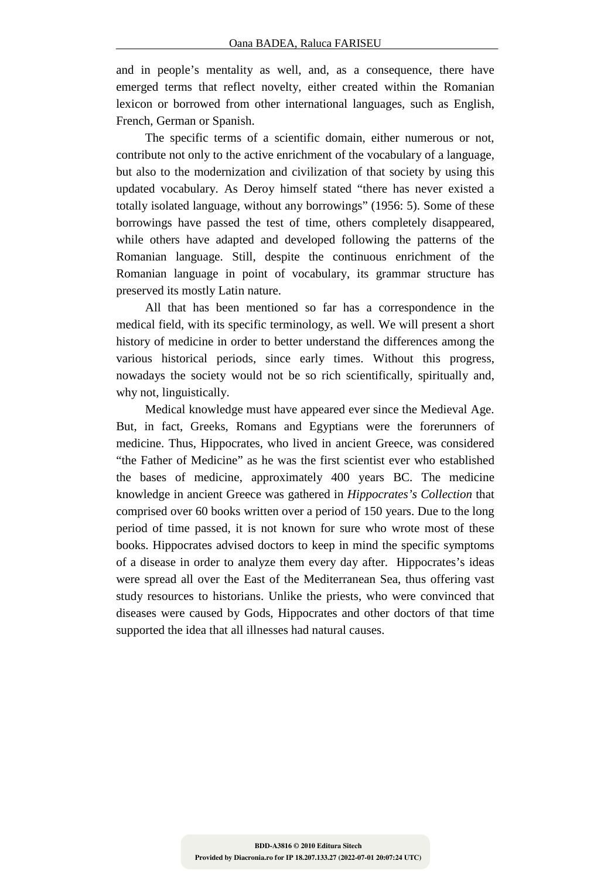and in people's mentality as well, and, as a consequence, there have emerged terms that reflect novelty, either created within the Romanian lexicon or borrowed from other international languages, such as English, French, German or Spanish.

The specific terms of a scientific domain, either numerous or not, contribute not only to the active enrichment of the vocabulary of a language, but also to the modernization and civilization of that society by using this updated vocabulary. As Deroy himself stated "there has never existed a totally isolated language, without any borrowings" (1956: 5). Some of these borrowings have passed the test of time, others completely disappeared, while others have adapted and developed following the patterns of the Romanian language. Still, despite the continuous enrichment of the Romanian language in point of vocabulary, its grammar structure has preserved its mostly Latin nature.

All that has been mentioned so far has a correspondence in the medical field, with its specific terminology, as well. We will present a short history of medicine in order to better understand the differences among the various historical periods, since early times. Without this progress, nowadays the society would not be so rich scientifically, spiritually and, why not, linguistically.

Medical knowledge must have appeared ever since the Medieval Age. But, in fact, Greeks, Romans and Egyptians were the forerunners of medicine. Thus, Hippocrates, who lived in ancient Greece, was considered "the Father of Medicine" as he was the first scientist ever who established the bases of medicine, approximately 400 years BC. The medicine knowledge in ancient Greece was gathered in *Hippocrates's Collection* that comprised over 60 books written over a period of 150 years. Due to the long period of time passed, it is not known for sure who wrote most of these books. Hippocrates advised doctors to keep in mind the specific symptoms of a disease in order to analyze them every day after. Hippocrates's ideas were spread all over the East of the Mediterranean Sea, thus offering vast study resources to historians. Unlike the priests, who were convinced that diseases were caused by Gods, Hippocrates and other doctors of that time supported the idea that all illnesses had natural causes.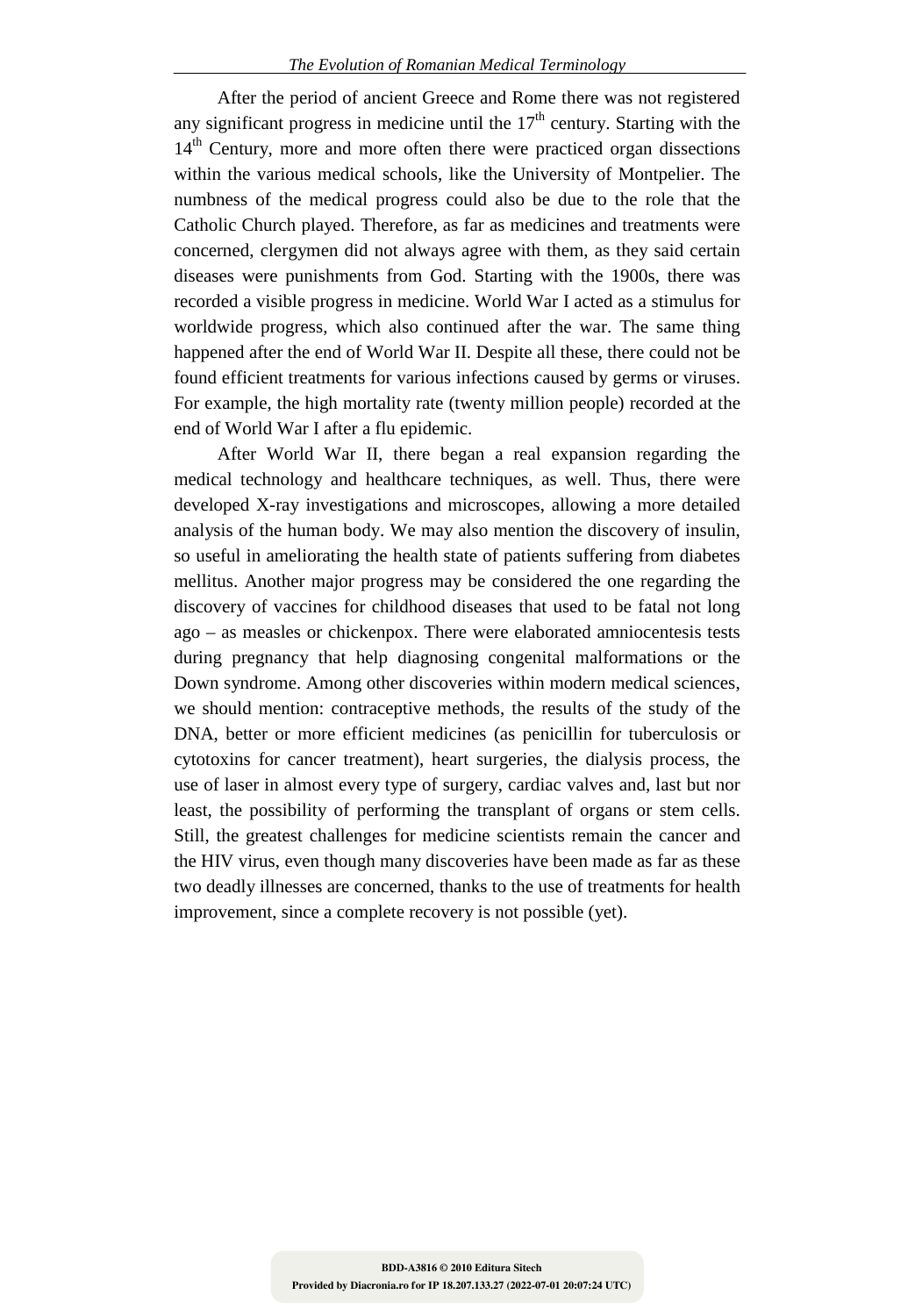After the period of ancient Greece and Rome there was not registered any significant progress in medicine until the 17th century. Starting with the 14th Century, more and more often there were practiced organ dissections within the various medical schools, like the University of Montpelier. The numbness of the medical progress could also be due to the role that the Catholic Church played. Therefore, as far as medicines and treatments were concerned, clergymen did not always agree with them, as they said certain diseases were punishments from God. Starting with the 1900s, there was recorded a visible progress in medicine. World War I acted as a stimulus for worldwide progress, which also continued after the war. The same thing happened after the end of World War II. Despite all these, there could not be found efficient treatments for various infections caused by germs or viruses. For example, the high mortality rate (twenty million people) recorded at the end of World War I after a flu epidemic.

After World War II, there began a real expansion regarding the medical technology and healthcare techniques, as well. Thus, there were developed X-ray investigations and microscopes, allowing a more detailed analysis of the human body. We may also mention the discovery of insulin, so useful in ameliorating the health state of patients suffering from diabetes mellitus. Another major progress may be considered the one regarding the discovery of vaccines for childhood diseases that used to be fatal not long ago – as measles or chickenpox. There were elaborated amniocentesis tests during pregnancy that help diagnosing congenital malformations or the Down syndrome. Among other discoveries within modern medical sciences, we should mention: contraceptive methods, the results of the study of the DNA, better or more efficient medicines (as penicillin for tuberculosis or cytotoxins for cancer treatment), heart surgeries, the dialysis process, the use of laser in almost every type of surgery, cardiac valves and, last but nor least, the possibility of performing the transplant of organs or stem cells. Still, the greatest challenges for medicine scientists remain the cancer and the HIV virus, even though many discoveries have been made as far as these two deadly illnesses are concerned, thanks to the use of treatments for health improvement, since a complete recovery is not possible (yet).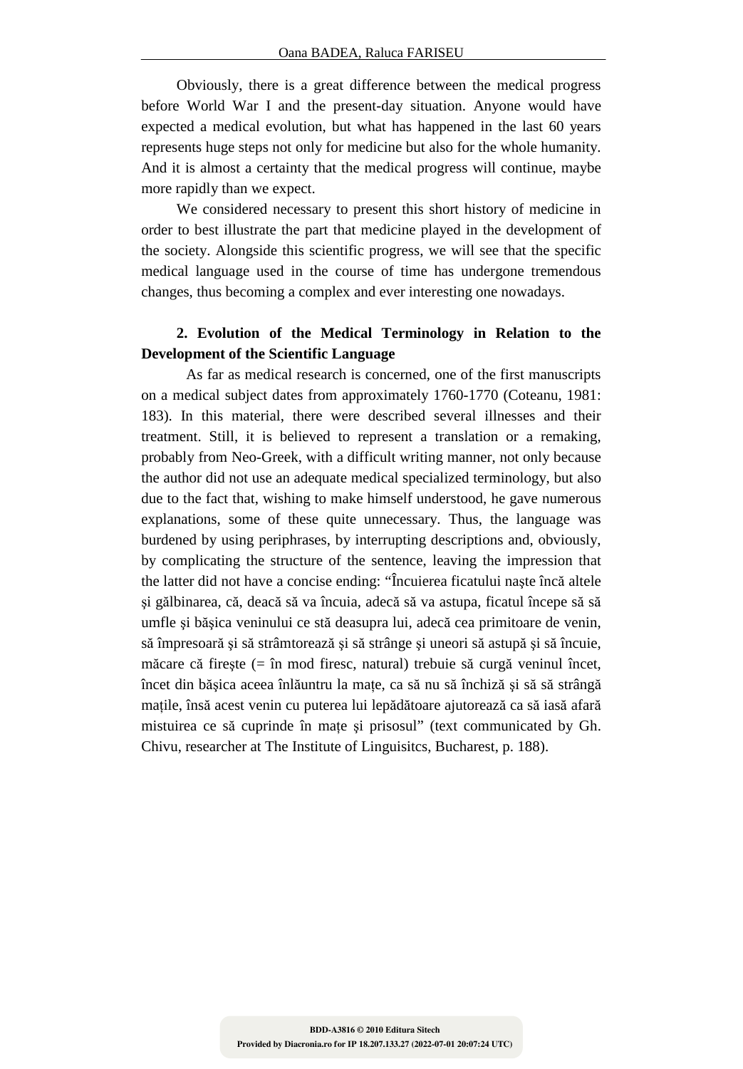Obviously, there is a great difference between the medical progress before World War I and the present-day situation. Anyone would have expected a medical evolution, but what has happened in the last 60 years represents huge steps not only for medicine but also for the whole humanity. And it is almost a certainty that the medical progress will continue, maybe more rapidly than we expect.

We considered necessary to present this short history of medicine in order to best illustrate the part that medicine played in the development of the society. Alongside this scientific progress, we will see that the specific medical language used in the course of time has undergone tremendous changes, thus becoming a complex and ever interesting one nowadays.

## 2. Evolution of the Medical Terminology in Relation to the Development of the Scientific Language

As far as medical research is concerned, one of the first manuscripts on a medical subject dates from approximately 1760-1770 (Coteanu, 1981: 183). In this material, there were described several illnesses and their treatment. Still, it is believed to represent a translation or a remaking, probably from Neo-Greek, with a difficult writing manner, not only because the author did not use an adequate medical specialized terminology, but also due to the fact that, wishing to make himself understood, he gave numerous explanations, some of these quite unnecessary. Thus, the language was burdened by using periphrases, by interrupting descriptions and, obviously, by complicating the structure of the sentence, leaving the impression that the latter did not have a concise ending: "Încuierea ficatului naşte încă altele şi gălbinarea, că, deacă să va încuia, adecă să va astupa, ficatul începe să să umfle şi băşica veninului ce stă deasupra lui, adecă cea primitoare de venin, să împresoară şi să strâmtorează şi să strânge şi uneori să astupă şi să încuie, măcare că fireşte (= în mod firesc, natural) trebuie să curgă veninul încet, încet din băşica aceea înlăuntru la mațe, ca să nu să închiză şi să să strângă mațile, însă acest venin cu puterea lui lepădătoare ajutorează ca să iasă afară mistuirea ce să cuprinde în mațe şi prisosul" (text communicated by Gh. Chivu, researcher at The Institute of Linguisitcs, Bucharest, p. 188).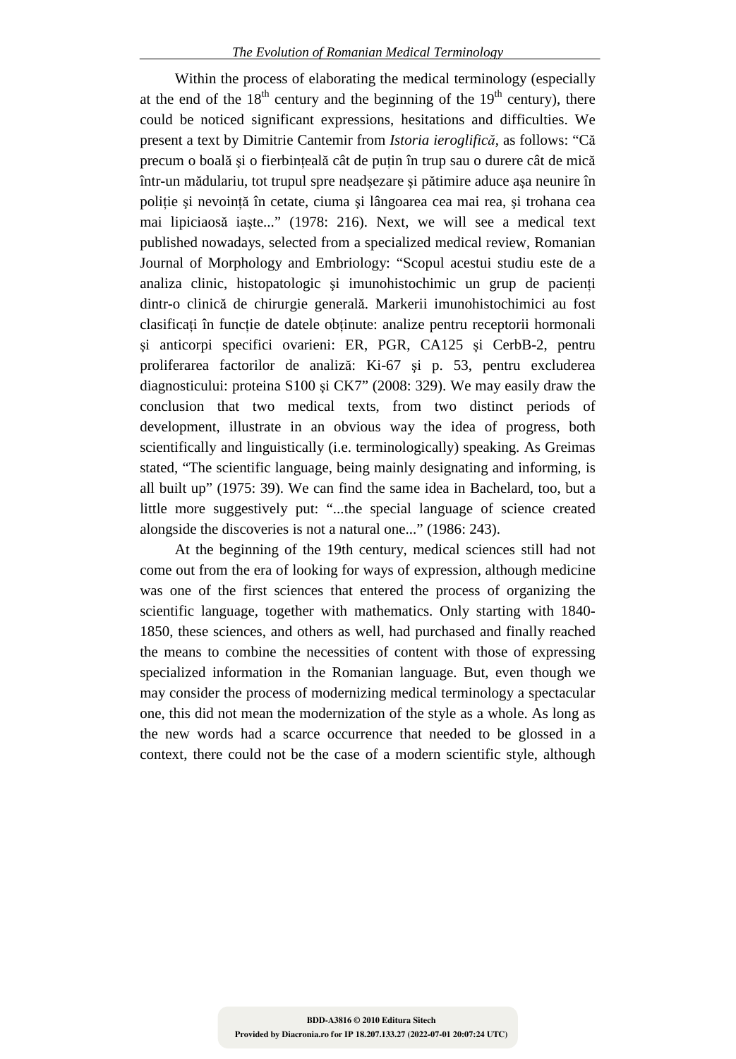Within the process of elaborating the medical terminology (especially at the end of the 18th century and the beginning of the 19th century), there could be noticed significant expressions, hesitations and difficulties. We present a text by Dimitrie Cantemir from *Istoria ieroglifică*, as follows: "Că precum o boală și o fierbințeală cât de puțin în trup sau o durere cât de mică într-un mădulariu, tot trupul spre neadşezare şi pătimire aduce aşa neunire în poliție şi nevoință în cetate, ciuma şi lângoarea cea mai rea, şi trohana cea mai lipiciaosă iaşte..." (1978: 216). Next, we will see a medical text published nowadays, selected from a specialized medical review, Romanian Journal of Morphology and Embriology: "Scopul acestui studiu este de a analiza clinic, histopatologic şi imunohistochimic un grup de pacienți dintr-o clinică de chirurgie generală. Markerii imunohistochimici au fost clasificați în funcție de datele obținute: analize pentru receptorii hormonali şi anticorpi specifici ovarieni: ER, PGR, CA125 şi CerbB-2, pentru proliferarea factorilor de analiză: Ki-67 şi p. 53, pentru excluderea diagnosticului: proteina S100 şi CK7" (2008: 329). We may easily draw the conclusion that two medical texts, from two distinct periods of development, illustrate in an obvious way the idea of progress, both scientifically and linguistically (i.e. terminologically) speaking. As Greimas stated, "The scientific language, being mainly designating and informing, is all built up" (1975: 39). We can find the same idea in Bachelard, too, but a little more suggestively put: "...the special language of science created alongside the discoveries is not a natural one..." (1986: 243).

At the beginning of the 19th century, medical sciences still had not come out from the era of looking for ways of expression, although medicine was one of the first sciences that entered the process of organizing the scientific language, together with mathematics. Only starting with 1840-1850, these sciences, and others as well, had purchased and finally reached the means to combine the necessities of content with those of expressing specialized information in the Romanian language. But, even though we may consider the process of modernizing medical terminology a spectacular one, this did not mean the modernization of the style as a whole. As long as the new words had a scarce occurrence that needed to be glossed in a context, there could not be the case of a modern scientific style, although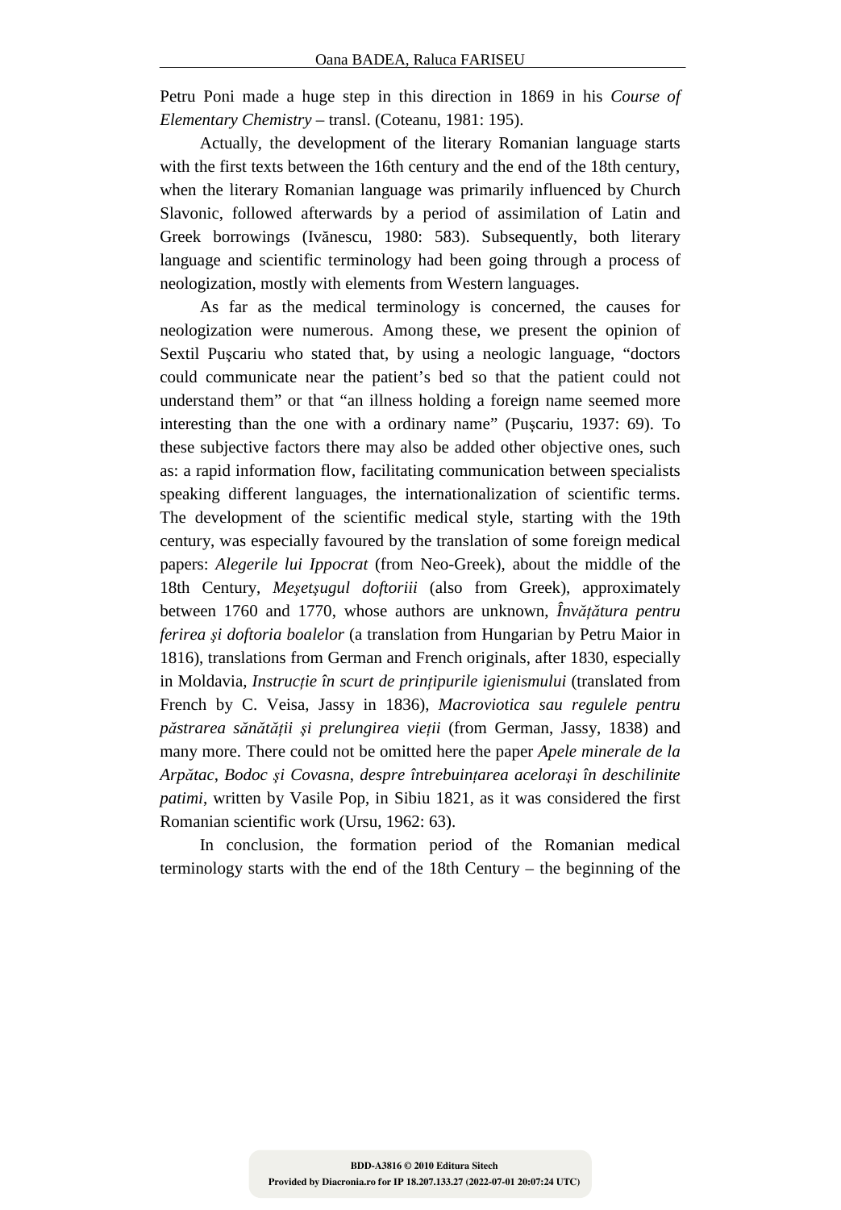Petru Poni made a huge step in this direction in 1869 in his *Course of Elementary Chemistry* – transl. (Coteanu, 1981: 195).

Actually, the development of the literary Romanian language starts with the first texts between the 16th century and the end of the 18th century, when the literary Romanian language was primarily influenced by Church Slavonic, followed afterwards by a period of assimilation of Latin and Greek borrowings (Ivănescu, 1980: 583). Subsequently, both literary language and scientific terminology had been going through a process of neologization, mostly with elements from Western languages.

As far as the medical terminology is concerned, the causes for neologization were numerous. Among these, we present the opinion of Sextil Puşcariu who stated that, by using a neologic language, "doctors could communicate near the patient's bed so that the patient could not understand them" or that "an illness holding a foreign name seemed more interesting than the one with a ordinary name" (Puşcariu, 1937: 69). To these subjective factors there may also be added other objective ones, such as: a rapid information flow, facilitating communication between specialists speaking different languages, the internationalization of scientific terms. The development of the scientific medical style, starting with the 19th century, was especially favoured by the translation of some foreign medical papers: *Alegerile lui Ippocrat* (from Neo-Greek), about the middle of the 18th Century, *Meşetşugul doftoriii* (also from Greek), approximately between 1760 and 1770, whose authors are unknown, *Învățătura pentru ferirea şi doftoria boalelor* (a translation from Hungarian by Petru Maior in 1816), translations from German and French originals, after 1830, especially in Moldavia, *Instrucție în scurt de prinţipurile igienismului* (translated from French by C. Veisa, Jassy in 1836), *Macroviotica sau regulele pentru păstrarea sănătății şi prelungirea vieții* (from German, Jassy, 1838) and many more. There could not be omitted here the paper *Apele minerale de la Arpătac, Bodoc şi Covasna, despre întrebuințarea aceloraşi în deschilinite patimi*, written by Vasile Pop, in Sibiu 1821, as it was considered the first Romanian scientific work (Ursu, 1962: 63).

In conclusion, the formation period of the Romanian medical terminology starts with the end of the 18th Century – the beginning of the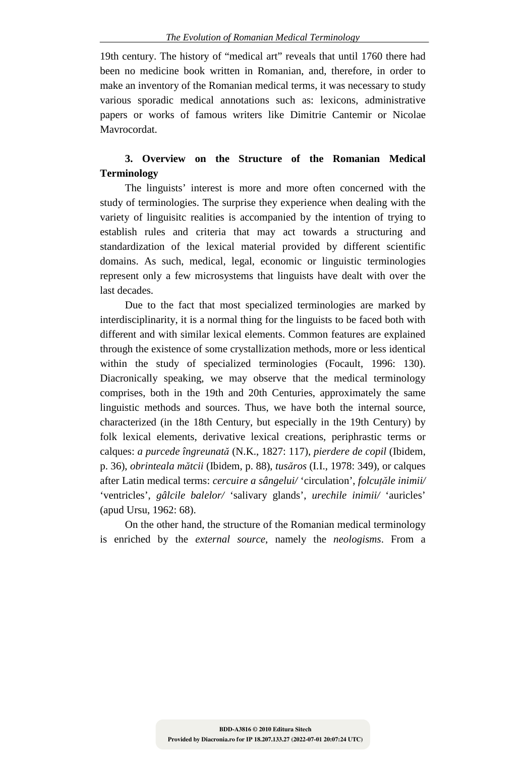19th century. The history of "medical art" reveals that until 1760 there had been no medicine book written in Romanian, and, therefore, in order to make an inventory of the Romanian medical terms, it was necessary to study various sporadic medical annotations such as: lexicons, administrative papers or works of famous writers like Dimitrie Cantemir or Nicolae Mavrocordat.

### 3. Overview on the Structure of the Romanian Medical Terminology

The linguists' interest is more and more often concerned with the study of terminologies. The surprise they experience when dealing with the variety of linguisitc realities is accompanied by the intention of trying to establish rules and criteria that may act towards a structuring and standardization of the lexical material provided by different scientific domains. As such, medical, legal, economic or linguistic terminologies represent only a few microsystems that linguists have dealt with over the last decades.

Due to the fact that most specialized terminologies are marked by interdisciplinarity, it is a normal thing for the linguists to be faced both with different and with similar lexical elements. Common features are explained through the existence of some crystallization methods, more or less identical within the study of specialized terminologies (Focault, 1996: 130). Diacronically speaking, we may observe that the medical terminology comprises, both in the 19th and 20th Centuries, approximately the same linguistic methods and sources. Thus, we have both the internal source, characterized (in the 18th Century, but especially in the 19th Century) by folk lexical elements, derivative lexical creations, periphrastic terms or calques: *a purcede îngreunată* (N.K., 1827: 117), *pierdere de copil* (Ibidem, p. 36), *obrinteala mătcii* (Ibidem, p. 88), *tusăros* (I.I., 1978: 349), or calques after Latin medical terms: *cercuire a sângelui/* 'circulation', *folcuțăle inimii/* 'ventricles', *gâlcile balelor/* 'salivary glands', *urechile inimii/* 'auricles' (apud Ursu, 1962: 68).

On the other hand, the structure of the Romanian medical terminology is enriched by the *external source*, namely the *neologisms*. From a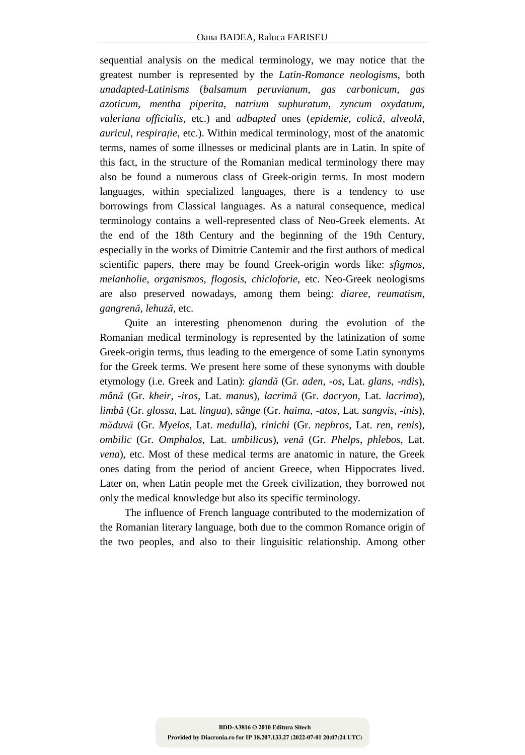sequential analysis on the medical terminology, we may notice that the greatest number is represented by the *Latin-Romance neologisms*, both *unadapted-Latinisms* (*balsamum peruvianum*, *gas carbonicum*, *gas azoticum*, *mentha piperita*, *natrium suphuratum*, *zyncum oxydatum*, *valeriana officialis*, etc.) and *adbapted* ones (*epidemie*, *colică*, *alveolă*, *auricul*, *respirație*, etc.). Within medical terminology, most of the anatomic terms, names of some illnesses or medicinal plants are in Latin. In spite of this fact, in the structure of the Romanian medical terminology there may also be found a numerous class of Greek-origin terms. In most modern languages, within specialized languages, there is a tendency to use borrowings from Classical languages. As a natural consequence, medical terminology contains a well-represented class of Neo-Greek elements. At the end of the 18th Century and the beginning of the 19th Century, especially in the works of Dimitrie Cantemir and the first authors of medical scientific papers, there may be found Greek-origin words like: *sfigmos*, *melanholie*, *organismos*, *flogosis*, *chicloforie*, etc. Neo-Greek neologisms are also preserved nowadays, among them being: *diaree*, *reumatism*, *gangrenă*, *lehuză*, etc.

Quite an interesting phenomenon during the evolution of the Romanian medical terminology is represented by the latinization of some Greek-origin terms, thus leading to the emergence of some Latin synonyms for the Greek terms. We present here some of these synonyms with double etymology (i.e. Greek and Latin): *glandă* (Gr. *aden*, *-os*, Lat. *glans*, *-ndis*), *mână* (Gr. *kheir*, *-iros*, Lat. *manus*), *lacrimă* (Gr. *dacryon*, Lat. *lacrima*), *limbă* (Gr. *glossa*, Lat. *lingua*), *sânge* (Gr. *haima*, *-atos*, Lat. *sangvis*, *-inis*), *măduvă* (Gr. *Myelos*, Lat. *medulla*), *rinichi* (Gr. *nephros*, Lat. *ren*, *renis*), *ombilic* (Gr. *Omphalos*, Lat. *umbilicus*), *venă* (Gr. *Phelps*, *phlebos*, Lat. *vena*), etc. Most of these medical terms are anatomic in nature, the Greek ones dating from the period of ancient Greece, when Hippocrates lived. Later on, when Latin people met the Greek civilization, they borrowed not only the medical knowledge but also its specific terminology.

The influence of French language contributed to the modernization of the Romanian literary language, both due to the common Romance origin of the two peoples, and also to their linguisitic relationship. Among other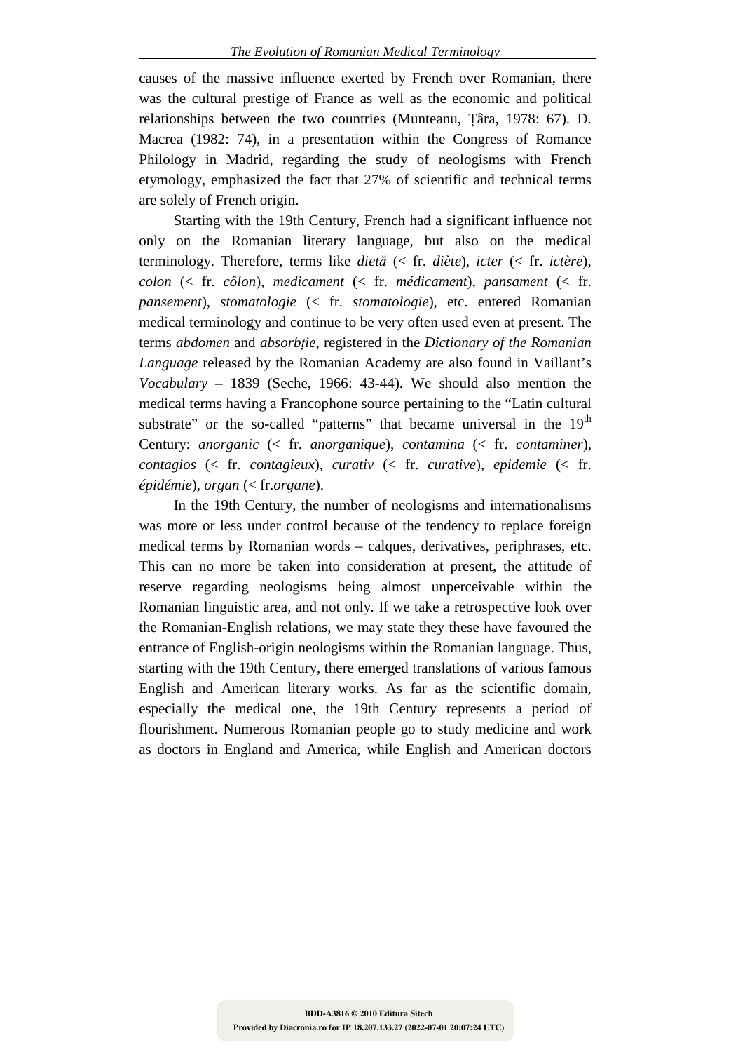causes of the massive influence exerted by French over Romanian, there was the cultural prestige of France as well as the economic and political relationships between the two countries (Munteanu, Țâra, 1978: 67). D. Macrea (1982: 74), in a presentation within the Congress of Romance Philology in Madrid, regarding the study of neologisms with French etymology, emphasized the fact that 27% of scientific and technical terms are solely of French origin.

Starting with the 19th Century, French had a significant influence not only on the Romanian literary language, but also on the medical terminology. Therefore, terms like *dietă* (< fr. *diète*), *icter* (< fr. *ictère*), *colon* (< fr. *côlon*), *medicament* (< fr. *médicament*), *pansament* (< fr. *pansement*), *stomatologie* (< fr. *stomatologie*), etc. entered Romanian medical terminology and continue to be very often used even at present. The terms *abdomen* and *absorbție*, registered in the *Dictionary of the Romanian Language* released by the Romanian Academy are also found in Vaillant's *Vocabulary* – 1839 (Seche, 1966: 43-44). We should also mention the medical terms having a Francophone source pertaining to the "Latin cultural substrate" or the so-called "patterns" that became universal in the 19th Century: *anorganic* (< fr. *anorganique*), *contamina* (< fr. *contaminer*), *contagios* (< fr. *contagieux*), *curativ* (< fr. *curative*), *epidemie* (< fr. *épidémie*), *organ* (< fr.*organe*).

In the 19th Century, the number of neologisms and internationalisms was more or less under control because of the tendency to replace foreign medical terms by Romanian words – calques, derivatives, periphrases, etc. This can no more be taken into consideration at present, the attitude of reserve regarding neologisms being almost unperceivable within the Romanian linguistic area, and not only. If we take a retrospective look over the Romanian-English relations, we may state they these have favoured the entrance of English-origin neologisms within the Romanian language. Thus, starting with the 19th Century, there emerged translations of various famous English and American literary works. As far as the scientific domain, especially the medical one, the 19th Century represents a period of flourishment. Numerous Romanian people go to study medicine and work as doctors in England and America, while English and American doctors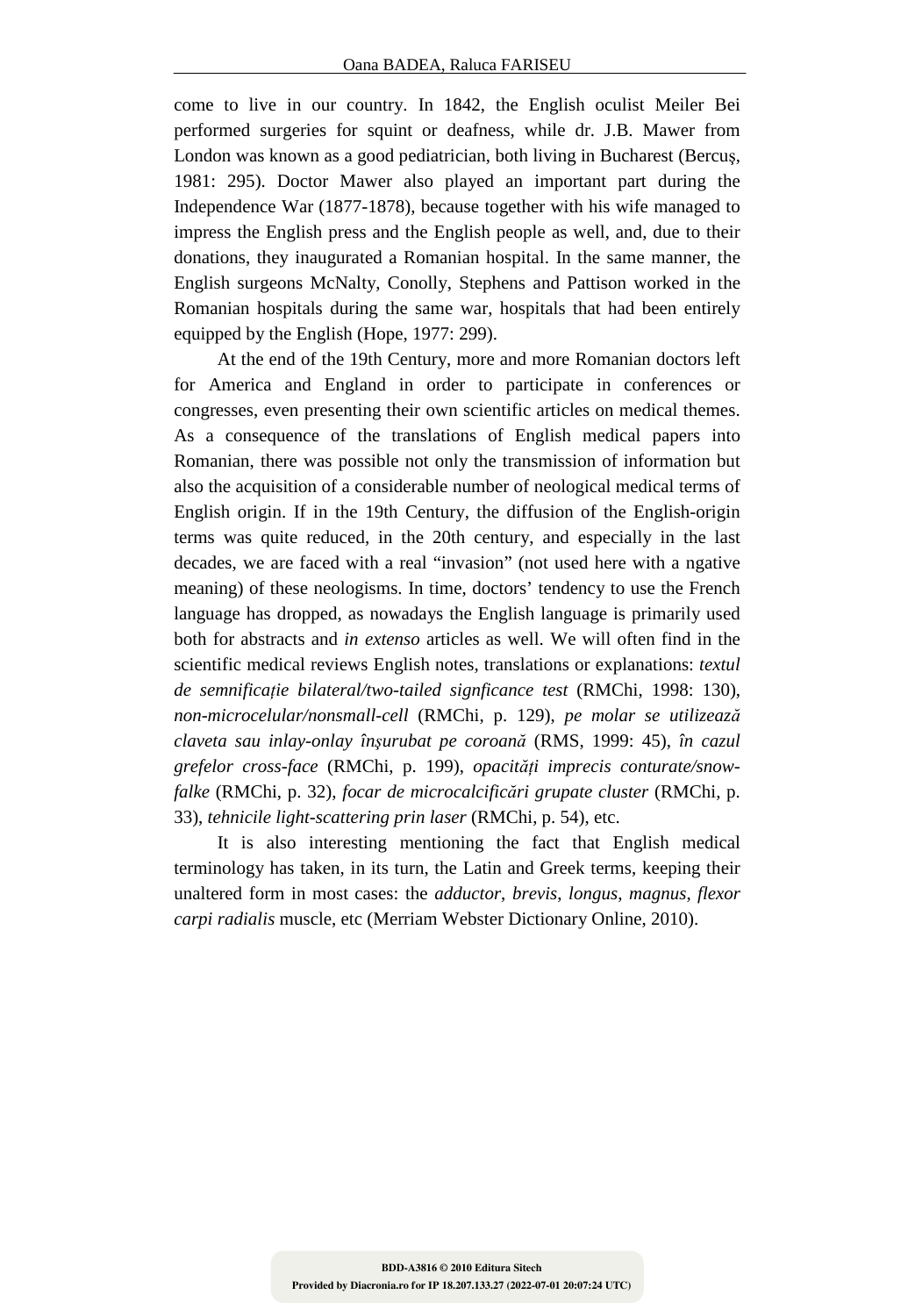come to live in our country. In 1842, the English oculist Meiler Bei performed surgeries for squint or deafness, while dr. J.B. Mawer from London was known as a good pediatrician, both living in Bucharest (Bercuş, 1981: 295). Doctor Mawer also played an important part during the Independence War (1877-1878), because together with his wife managed to impress the English press and the English people as well, and, due to their donations, they inaugurated a Romanian hospital. In the same manner, the English surgeons McNalty, Conolly, Stephens and Pattison worked in the Romanian hospitals during the same war, hospitals that had been entirely equipped by the English (Hope, 1977: 299).

At the end of the 19th Century, more and more Romanian doctors left for America and England in order to participate in conferences or congresses, even presenting their own scientific articles on medical themes. As a consequence of the translations of English medical papers into Romanian, there was possible not only the transmission of information but also the acquisition of a considerable number of neological medical terms of English origin. If in the 19th Century, the diffusion of the English-origin terms was quite reduced, in the 20th century, and especially in the last decades, we are faced with a real "invasion" (not used here with a ngative meaning) of these neologisms. In time, doctors' tendency to use the French language has dropped, as nowadays the English language is primarily used both for abstracts and *in extenso* articles as well. We will often find in the scientific medical reviews English notes, translations or explanations: *textul de semnificație bilateral/two-tailed signficance test* (RMChi, 1998: 130), *non-microcelular/nonsmall-cell* (RMChi, p. 129), *pe molar se utilizează claveta sau inlay-onlay înşurubat pe coroană* (RMS, 1999: 45), *în cazul grefelor cross-face* (RMChi, p. 199), *opacități imprecis conturate/snow-falke* (RMChi, p. 32), *focar de microcalcificări grupate cluster* (RMChi, p. 33), *tehnicile light-scattering prin laser* (RMChi, p. 54), etc.

It is also interesting mentioning the fact that English medical terminology has taken, in its turn, the Latin and Greek terms, keeping their unaltered form in most cases: the *adductor*, *brevis*, *longus*, *magnus*, *flexor carpi radialis* muscle, etc (Merriam Webster Dictionary Online, 2010).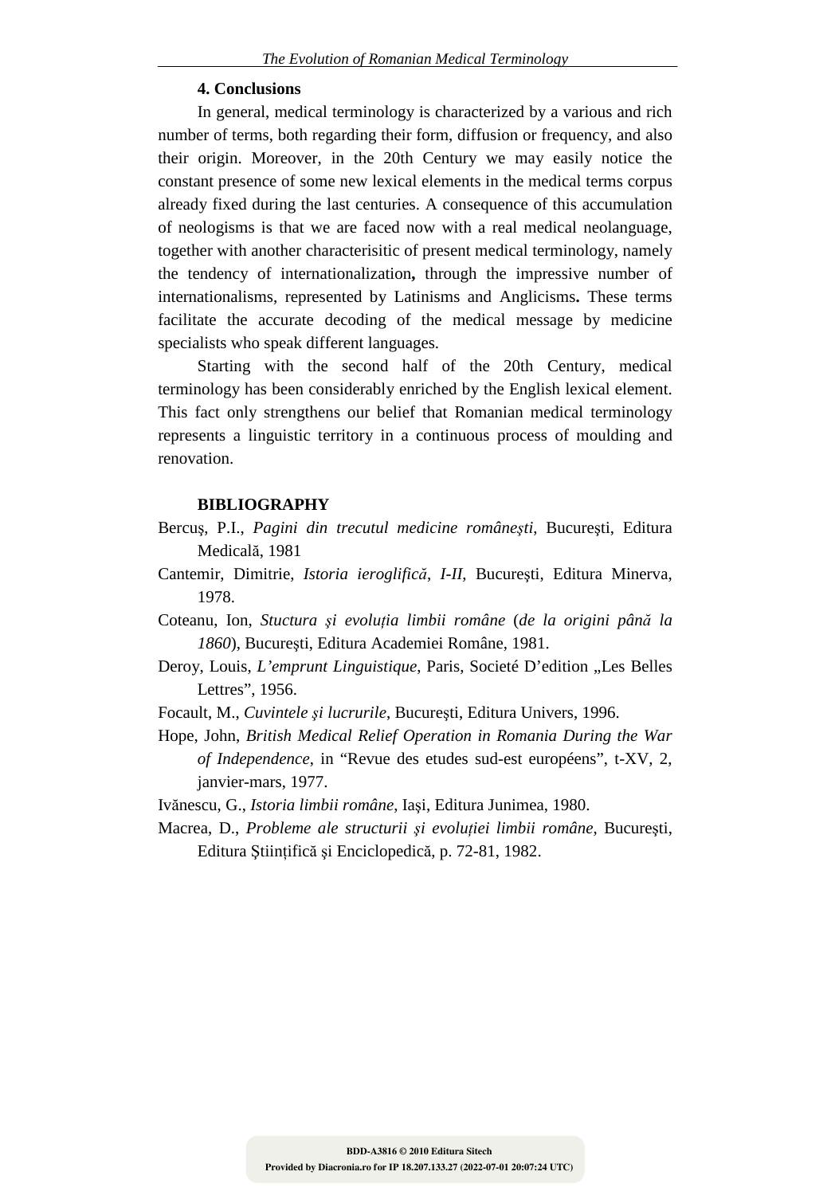## 4. Conclusions

In general, medical terminology is characterized by a various and rich number of terms, both regarding their form, diffusion or frequency, and also their origin. Moreover, in the 20th Century we may easily notice the constant presence of some new lexical elements in the medical terms corpus already fixed during the last centuries. A consequence of this accumulation of neologisms is that we are faced now with a real medical neolanguage, together with another characterisitic of present medical terminology, namely the tendency of internationalization**,** through the impressive number of internationalisms, represented by Latinisms and Anglicisms**.** These terms facilitate the accurate decoding of the medical message by medicine specialists who speak different languages.

Starting with the second half of the 20th Century, medical terminology has been considerably enriched by the English lexical element. This fact only strengthens our belief that Romanian medical terminology represents a linguistic territory in a continuous process of moulding and renovation.

## BIBLIOGRAPHY

Bercuş, P.I., *Pagini din trecutul medicine româneşti*, Bucureşti, Editura Medicală, 1981

Cantemir, Dimitrie, *Istoria ieroglifică*, *I-II*, Bucureşti, Editura Minerva, 1978.

Coteanu, Ion, *Stuctura şi evoluția limbii române* (*de la origini până la 1860*), Bucureşti, Editura Academiei Române, 1981.

Deroy, Louis, *L'emprunt Linguistique*, Paris, Societé D'edition „Les Belles Lettres", 1956.

Focault, M., *Cuvintele şi lucrurile*, Bucureşti, Editura Univers, 1996.

Hope, John, *British Medical Relief Operation in Romania During the War of Independence*, in "Revue des etudes sud-est européens", t-XV, 2, janvier-mars, 1977.

Ivănescu, G., *Istoria limbii române*, Iaşi, Editura Junimea, 1980.

Macrea, D., *Probleme ale structurii şi evoluției limbii române*, Bucureşti, Editura Ştiințifică şi Enciclopedică, p. 72-81, 1982.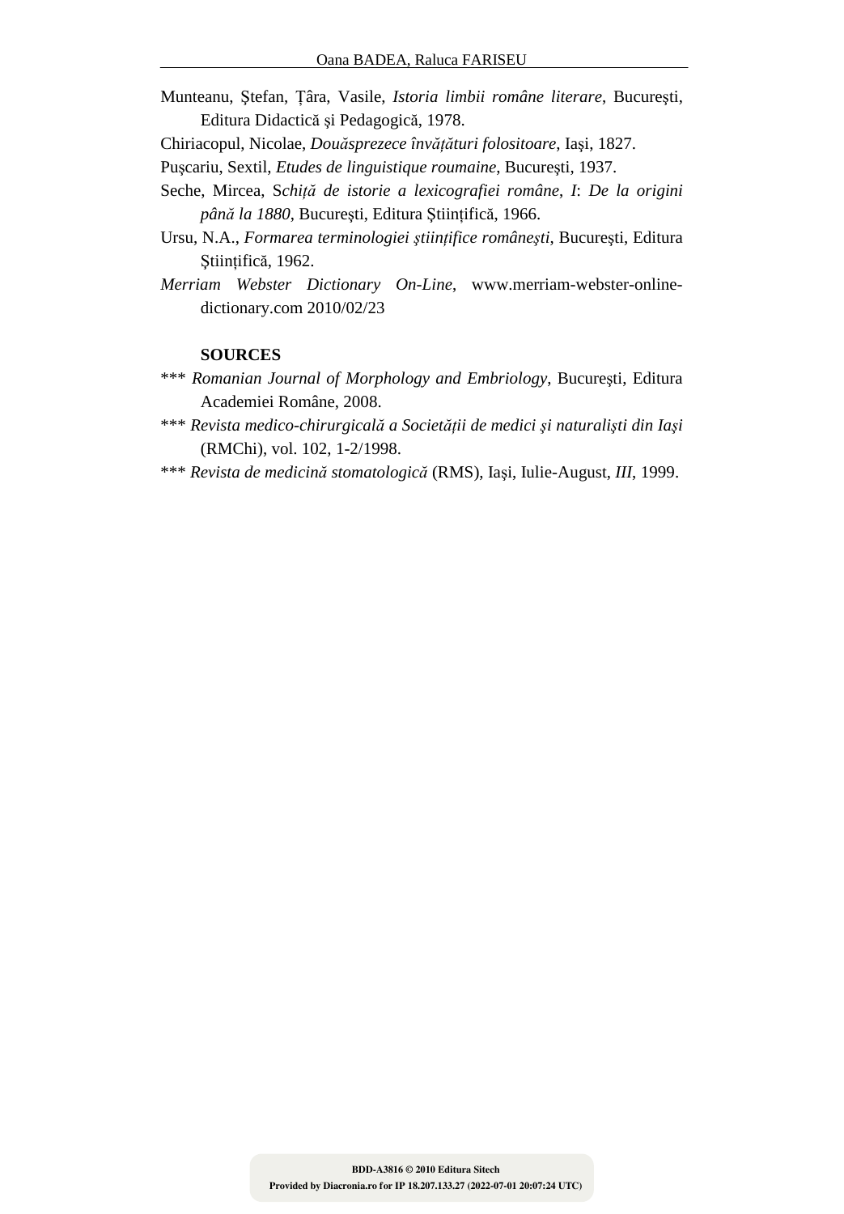Munteanu, Ştefan, Ţâra, Vasile, *Istoria limbii române literare*, Bucureşti, Editura Didactică şi Pedagogică, 1978.

Chiriacopul, Nicolae, *Douăsprezece învăţături folositoare*, Iaşi, 1827.

Puşcariu, Sextil, *Etudes de linguistique roumaine*, Bucureşti, 1937.

Seche, Mircea, S*chiță de istorie a lexicografiei române*, *I*: *De la origini până la 1880*, București, Editura Științifică, 1966.

Ursu, N.A., *Formarea terminologiei ştiinţifice româneşti*, Bucureşti, Editura Ştiinţifică, 1962.

*Merriam Webster Dictionary On-Line*, www.merriam-webster-online-dictionary.com 2010/02/23

**SOURCES**

\*\*\* *Romanian Journal of Morphology and Embriology*, Bucureşti, Editura Academiei Române, 2008.

\*\*\* *Revista medico-chirurgicală a Societăţii de medici şi naturalişti din Iaşi* (RMChi), vol. 102, 1-2/1998.

\*\*\* *Revista de medicină stomatologică* (RMS), Iaşi, Iulie-August, *III*, 1999.